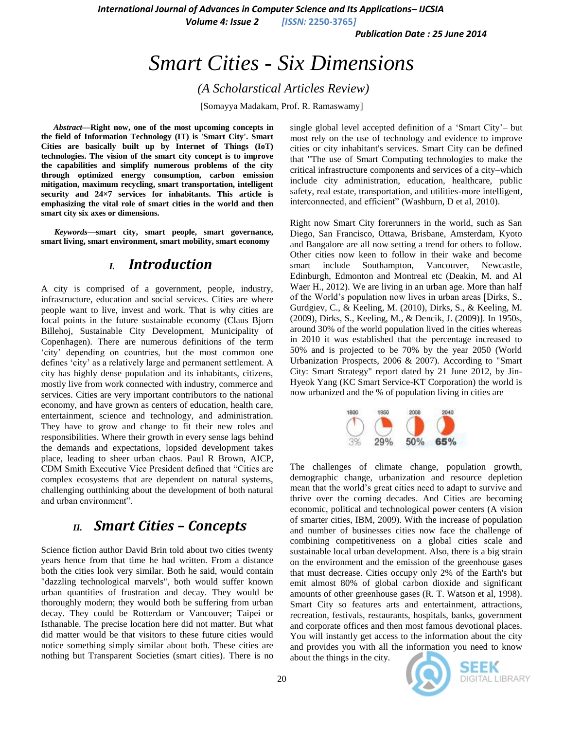# Smart Cities - Six Dimensions

*(A Scholarstical Articles Review)*

[Somayya Madakam, Prof. R. Ramaswamy]

***Abstract*—Right now, one of the most upcoming concepts in the field of Information Technology (IT) is 'Smart City'. Smart Cities are basically built up by Internet of Things (IoT) technologies. The vision of the smart city concept is to improve the capabilities and simplify numerous problems of the city through optimized energy consumption, carbon emission mitigation, maximum recycling, smart transportation, intelligent security and 24×7 services for inhabitants. This article is emphasizing the vital role of smart cities in the world and then smart city six axes or dimensions.**

***Keywords*—smart city, smart people, smart governance, smart living, smart environment, smart mobility, smart economy**

## I. Introduction

A city is comprised of a government, people, industry, infrastructure, education and social services. Cities are where people want to live, invest and work. That is why cities are focal points in the future sustainable economy (Claus Bjorn Billehoj, Sustainable City Development, Municipality of Copenhagen). There are numerous definitions of the term 'city' depending on countries, but the most common one defines 'city' as a relatively large and permanent settlement. A city has highly dense population and its inhabitants, citizens, mostly live from work connected with industry, commerce and services. Cities are very important contributors to the national economy, and have grown as centers of education, health care, entertainment, science and technology, and administration. They have to grow and change to fit their new roles and responsibilities. Where their growth in every sense lags behind the demands and expectations, lopsided development takes place, leading to sheer urban chaos. Paul R Brown, AICP, CDM Smith Executive Vice President defined that "Cities are complex ecosystems that are dependent on natural systems, challenging outthinking about the development of both natural and urban environment".

## II. Smart Cities – Concepts

Science fiction author David Brin told about two cities twenty years hence from that time he had written. From a distance both the cities look very similar. Both he said, would contain "dazzling technological marvels", both would suffer known urban quantities of frustration and decay. They would be thoroughly modern; they would both be suffering from urban decay. They could be Rotterdam or Vancouver; Taipei or Isthanable. The precise location here did not matter. But what did matter would be that visitors to these future cities would notice something simply similar about both. These cities are nothing but Transparent Societies (smart cities). There is no single global level accepted definition of a 'Smart City'– but most rely on the use of technology and evidence to improve cities or city inhabitant's services. Smart City can be defined that "The use of Smart Computing technologies to make the critical infrastructure components and services of a city–which include city administration, education, healthcare, public safety, real estate, transportation, and utilities-more intelligent, interconnected, and efficient" (Washburn, D et al, 2010).

Right now Smart City forerunners in the world, such as San Diego, San Francisco, Ottawa, Brisbane, Amsterdam, Kyoto and Bangalore are all now setting a trend for others to follow. Other cities now keen to follow in their wake and become smart include Southampton, Vancouver, Newcastle, Edinburgh, Edmonton and Montreal etc (Deakin, M. and Al Waer H., 2012). We are living in an urban age. More than half of the World's population now lives in urban areas [Dirks, S., Gurdgiev, C., & Keeling, M. (2010), Dirks, S., & Keeling, M. (2009), Dirks, S., Keeling, M., & Dencik, J. (2009)]. In 1950s, around 30% of the world population lived in the cities whereas in 2010 it was established that the percentage increased to 50% and is projected to be 70% by the year 2050 (World Urbanization Prospects, 2006 & 2007). According to "Smart City: Smart Strategy" report dated by 21 June 2012, by Jin-Hyeok Yang (KC Smart Service-KT Corporation) the world is now urbanized and the % of population living in cities are

1800 1950 2008 2040

3% 29% 50% 65%

The challenges of climate change, population growth, demographic change, urbanization and resource depletion mean that the world's great cities need to adapt to survive and thrive over the coming decades. And Cities are becoming economic, political and technological power centers (A vision of smarter cities, IBM, 2009). With the increase of population and number of businesses cities now face the challenge of combining competitiveness on a global cities scale and sustainable local urban development. Also, there is a big strain on the environment and the emission of the greenhouse gases that must decrease. Cities occupy only 2% of the Earth's but emit almost 80% of global carbon dioxide and significant amounts of other greenhouse gases (R. T. Watson et al, 1998). Smart City so features arts and entertainment, attractions, recreation, festivals, restaurants, hospitals, banks, government and corporate offices and then most famous devotional places. You will instantly get access to the information about the city and provides you with all the information you need to know about the things in the city.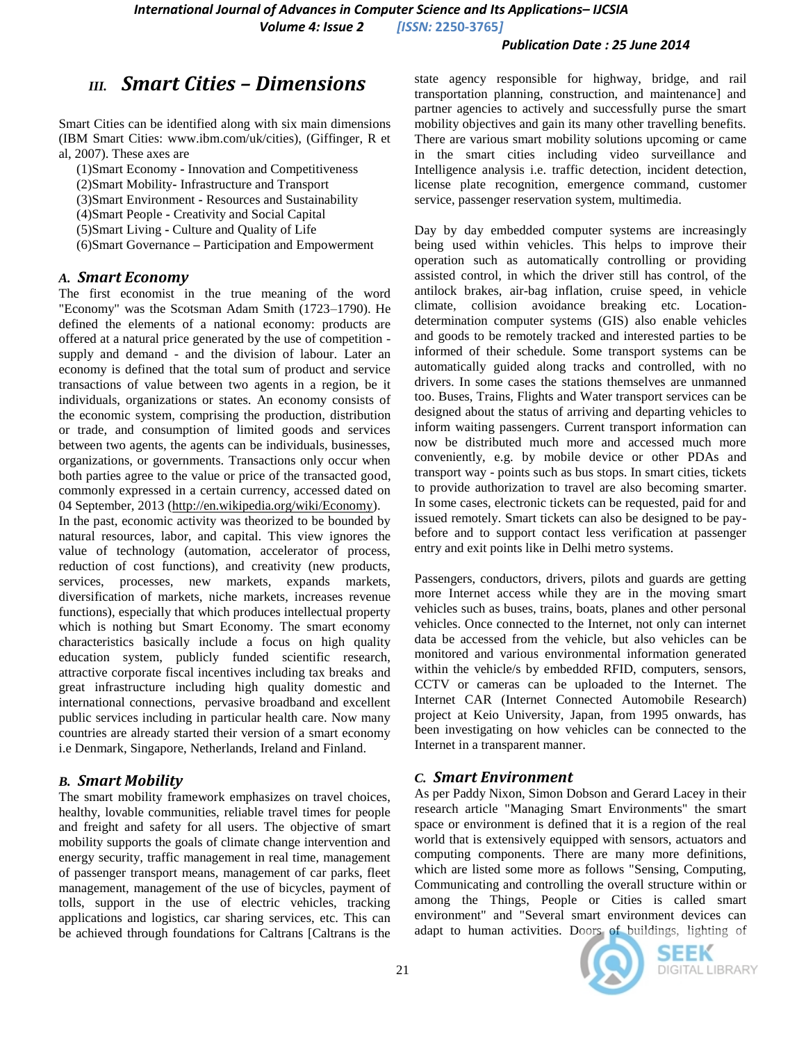## III. Smart Cities – Dimensions

Smart Cities can be identified along with six main dimensions (IBM Smart Cities: www.ibm.com/uk/cities), (Giffinger, R et al, 2007). These axes are

(1)Smart Economy - Innovation and Competitiveness
(2)Smart Mobility- Infrastructure and Transport
(3)Smart Environment - Resources and Sustainability
(4)Smart People - Creativity and Social Capital
(5)Smart Living - Culture and Quality of Life
(6)Smart Governance – Participation and Empowerment

### A. Smart Economy

The first economist in the true meaning of the word "Economy" was the Scotsman Adam Smith (1723–1790). He defined the elements of a national economy: products are offered at a natural price generated by the use of competition - supply and demand - and the division of labour. Later an economy is defined that the total sum of product and service transactions of value between two agents in a region, be it individuals, organizations or states. An economy consists of the economic system, comprising the production, distribution or trade, and consumption of limited goods and services between two agents, the agents can be individuals, businesses, organizations, or governments. Transactions only occur when both parties agree to the value or price of the transacted good, commonly expressed in a certain currency, accessed dated on 04 September, 2013 (http://en.wikipedia.org/wiki/Economy).

In the past, economic activity was theorized to be bounded by natural resources, labor, and capital. This view ignores the value of technology (automation, accelerator of process, reduction of cost functions), and creativity (new products, services, processes, new markets, expands markets, diversification of markets, niche markets, increases revenue functions), especially that which produces intellectual property which is nothing but Smart Economy. The smart economy characteristics basically include a focus on high quality education system, publicly funded scientific research, attractive corporate fiscal incentives including tax breaks and great infrastructure including high quality domestic and international connections, pervasive broadband and excellent public services including in particular health care. Now many countries are already started their version of a smart economy i.e Denmark, Singapore, Netherlands, Ireland and Finland.

### B. Smart Mobility

The smart mobility framework emphasizes on travel choices, healthy, lovable communities, reliable travel times for people and freight and safety for all users. The objective of smart mobility supports the goals of climate change intervention and energy security, traffic management in real time, management of passenger transport means, management of car parks, fleet management, management of the use of bicycles, payment of tolls, support in the use of electric vehicles, tracking applications and logistics, car sharing services, etc. This can be achieved through foundations for Caltrans [Caltrans is the state agency responsible for highway, bridge, and rail transportation planning, construction, and maintenance] and partner agencies to actively and successfully purse the smart mobility objectives and gain its many other travelling benefits. There are various smart mobility solutions upcoming or came in the smart cities including video surveillance and Intelligence analysis i.e. traffic detection, incident detection, license plate recognition, emergence command, customer service, passenger reservation system, multimedia.

Day by day embedded computer systems are increasingly being used within vehicles. This helps to improve their operation such as automatically controlling or providing assisted control, in which the driver still has control, of the antilock brakes, air-bag inflation, cruise speed, in vehicle climate, collision avoidance breaking etc. Location-determination computer systems (GIS) also enable vehicles and goods to be remotely tracked and interested parties to be informed of their schedule. Some transport systems can be automatically guided along tracks and controlled, with no drivers. In some cases the stations themselves are unmanned too. Buses, Trains, Flights and Water transport services can be designed about the status of arriving and departing vehicles to inform waiting passengers. Current transport information can now be distributed much more and accessed much more conveniently, e.g. by mobile device or other PDAs and transport way - points such as bus stops. In smart cities, tickets to provide authorization to travel are also becoming smarter. In some cases, electronic tickets can be requested, paid for and issued remotely. Smart tickets can also be designed to be pay-before and to support contact less verification at passenger entry and exit points like in Delhi metro systems.

Passengers, conductors, drivers, pilots and guards are getting more Internet access while they are in the moving smart vehicles such as buses, trains, boats, planes and other personal vehicles. Once connected to the Internet, not only can internet data be accessed from the vehicle, but also vehicles can be monitored and various environmental information generated within the vehicle/s by embedded RFID, computers, sensors, CCTV or cameras can be uploaded to the Internet. The Internet CAR (Internet Connected Automobile Research) project at Keio University, Japan, from 1995 onwards, has been investigating on how vehicles can be connected to the Internet in a transparent manner.

### C. Smart Environment

As per Paddy Nixon, Simon Dobson and Gerard Lacey in their research article "Managing Smart Environments" the smart space or environment is defined that it is a region of the real world that is extensively equipped with sensors, actuators and computing components. There are many more definitions, which are listed some more as follows "Sensing, Computing, Communicating and controlling the overall structure within or among the Things, People or Cities is called smart environment" and "Several smart environment devices can adapt to human activities. Doors of buildings, lighting of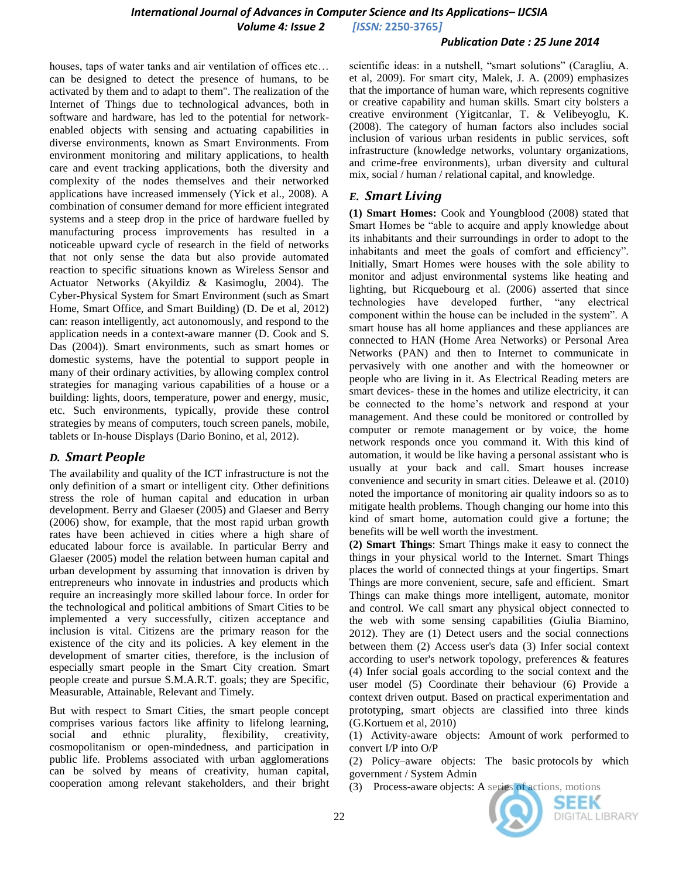houses, taps of water tanks and air ventilation of offices etc… can be designed to detect the presence of humans, to be activated by them and to adapt to them". The realization of the Internet of Things due to technological advances, both in software and hardware, has led to the potential for network-enabled objects with sensing and actuating capabilities in diverse environments, known as Smart Environments. From environment monitoring and military applications, to health care and event tracking applications, both the diversity and complexity of the nodes themselves and their networked applications have increased immensely (Yick et al., 2008). A combination of consumer demand for more efficient integrated systems and a steep drop in the price of hardware fuelled by manufacturing process improvements has resulted in a noticeable upward cycle of research in the field of networks that not only sense the data but also provide automated reaction to specific situations known as Wireless Sensor and Actuator Networks (Akyildiz & Kasimoglu, 2004). The Cyber-Physical System for Smart Environment (such as Smart Home, Smart Office, and Smart Building) (D. De et al, 2012) can: reason intelligently, act autonomously, and respond to the application needs in a context-aware manner (D. Cook and S. Das (2004)). Smart environments, such as smart homes or domestic systems, have the potential to support people in many of their ordinary activities, by allowing complex control strategies for managing various capabilities of a house or a building: lights, doors, temperature, power and energy, music, etc. Such environments, typically, provide these control strategies by means of computers, touch screen panels, mobile, tablets or In-house Displays (Dario Bonino, et al, 2012).

## D. Smart People

The availability and quality of the ICT infrastructure is not the only definition of a smart or intelligent city. Other definitions stress the role of human capital and education in urban development. Berry and Glaeser (2005) and Glaeser and Berry (2006) show, for example, that the most rapid urban growth rates have been achieved in cities where a high share of educated labour force is available. In particular Berry and Glaeser (2005) model the relation between human capital and urban development by assuming that innovation is driven by entrepreneurs who innovate in industries and products which require an increasingly more skilled labour force. In order for the technological and political ambitions of Smart Cities to be implemented a very successfully, citizen acceptance and inclusion is vital. Citizens are the primary reason for the existence of the city and its policies. A key element in the development of smarter cities, therefore, is the inclusion of especially smart people in the Smart City creation. Smart people create and pursue S.M.A.R.T. goals; they are Specific, Measurable, Attainable, Relevant and Timely.

But with respect to Smart Cities, the smart people concept comprises various factors like affinity to lifelong learning, social and ethnic plurality, flexibility, creativity, cosmopolitanism or open-mindedness, and participation in public life. Problems associated with urban agglomerations can be solved by means of creativity, human capital, cooperation among relevant stakeholders, and their bright scientific ideas: in a nutshell, "smart solutions" (Caragliu, A. et al, 2009). For smart city, Malek, J. A. (2009) emphasizes that the importance of human ware, which represents cognitive or creative capability and human skills. Smart city bolsters a creative environment (Yigitcanlar, T. & Velibeyoglu, K. (2008). The category of human factors also includes social inclusion of various urban residents in public services, soft infrastructure (knowledge networks, voluntary organizations, and crime-free environments), urban diversity and cultural mix, social / human / relational capital, and knowledge.

## E. Smart Living

**(1) Smart Homes:** Cook and Youngblood (2008) stated that Smart Homes be "able to acquire and apply knowledge about its inhabitants and their surroundings in order to adopt to the inhabitants and meet the goals of comfort and efficiency". Initially, Smart Homes were houses with the sole ability to monitor and adjust environmental systems like heating and lighting, but Ricquebourg et al. (2006) asserted that since technologies have developed further, "any electrical component within the house can be included in the system". A smart house has all home appliances and these appliances are connected to HAN (Home Area Networks) or Personal Area Networks (PAN) and then to Internet to communicate in pervasively with one another and with the homeowner or people who are living in it. As Electrical Reading meters are smart devices- these in the homes and utilize electricity, it can be connected to the home's network and respond at your management. And these could be monitored or controlled by computer or remote management or by voice, the home network responds once you command it. With this kind of automation, it would be like having a personal assistant who is usually at your back and call. Smart houses increase convenience and security in smart cities. Deleawe et al. (2010) noted the importance of monitoring air quality indoors so as to mitigate health problems. Though changing our home into this kind of smart home, automation could give a fortune; the benefits will be well worth the investment.

**(2) Smart Things**: Smart Things make it easy to connect the things in your physical world to the Internet. Smart Things places the world of connected things at your fingertips. Smart Things are more convenient, secure, safe and efficient. Smart Things can make things more intelligent, automate, monitor and control. We call smart any physical object connected to the web with some sensing capabilities (Giulia Biamino, 2012). They are (1) Detect users and the social connections between them (2) Access user's data (3) Infer social context according to user's network topology, preferences & features (4) Infer social goals according to the social context and the user model (5) Coordinate their behaviour (6) Provide a context driven output. Based on practical experimentation and prototyping, smart objects are classified into three kinds (G.Kortuem et al, 2010)

(1) Activity-aware objects: Amount of work performed to convert I/P into O/P

(2) Policy–aware objects: The basic protocols by which government / System Admin

(3) Process-aware objects: A series of actions, motions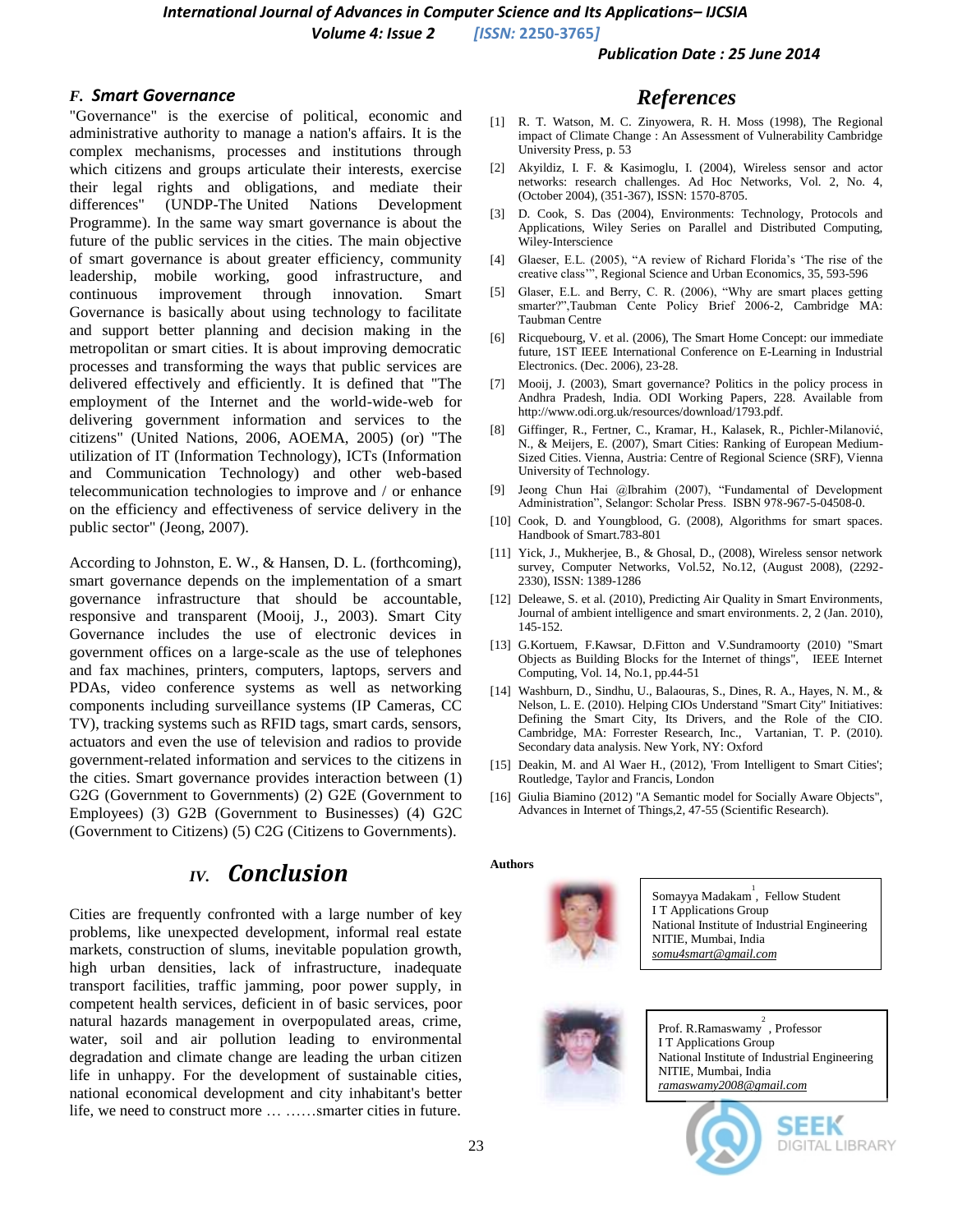### F. *Smart Governance*

"Governance" is the exercise of political, economic and administrative authority to manage a nation's affairs. It is the complex mechanisms, processes and institutions through which citizens and groups articulate their interests, exercise their legal rights and obligations, and mediate their differences" (UNDP-The United Nations Development Programme). In the same way smart governance is about the future of the public services in the cities. The main objective of smart governance is about greater efficiency, community leadership, mobile working, good infrastructure, and continuous improvement through innovation. Smart Governance is basically about using technology to facilitate and support better planning and decision making in the metropolitan or smart cities. It is about improving democratic processes and transforming the ways that public services are delivered effectively and efficiently. It is defined that "The employment of the Internet and the world-wide-web for delivering government information and services to the citizens" (United Nations, 2006, AOEMA, 2005) (or) "The utilization of IT (Information Technology), ICTs (Information and Communication Technology) and other web-based telecommunication technologies to improve and / or enhance on the efficiency and effectiveness of service delivery in the public sector" (Jeong, 2007).

According to Johnston, E. W., & Hansen, D. L. (forthcoming), smart governance depends on the implementation of a smart governance infrastructure that should be accountable, responsive and transparent (Mooij, J., 2003). Smart City Governance includes the use of electronic devices in government offices on a large-scale as the use of telephones and fax machines, printers, computers, laptops, servers and PDAs, video conference systems as well as networking components including surveillance systems (IP Cameras, CC TV), tracking systems such as RFID tags, smart cards, sensors, actuators and even the use of television and radios to provide government-related information and services to the citizens in the cities. Smart governance provides interaction between (1) G2G (Government to Governments) (2) G2E (Government to Employees) (3) G2B (Government to Businesses) (4) G2C (Government to Citizens) (5) C2G (Citizens to Governments).

## IV. *Conclusion*

Cities are frequently confronted with a large number of key problems, like unexpected development, informal real estate markets, construction of slums, inevitable population growth, high urban densities, lack of infrastructure, inadequate transport facilities, traffic jamming, poor power supply, in competent health services, deficient in of basic services, poor natural hazards management in overpopulated areas, crime, water, soil and air pollution leading to environmental degradation and climate change are leading the urban citizen life in unhappy. For the development of sustainable cities, national economical development and city inhabitant's better life, we need to construct more … ……smarter cities in future.

## *References*

[1] R. T. Watson, M. C. Zinyowera, R. H. Moss (1998), The Regional impact of Climate Change : An Assessment of Vulnerability Cambridge University Press, p. 53

[2] Akyildiz, I. F. & Kasimoglu, I. (2004), Wireless sensor and actor networks: research challenges. Ad Hoc Networks, Vol. 2, No. 4, (October 2004), (351-367), ISSN: 1570-8705.

[3] D. Cook, S. Das (2004), Environments: Technology, Protocols and Applications, Wiley Series on Parallel and Distributed Computing, Wiley-Interscience

[4] Glaeser, E.L. (2005), "A review of Richard Florida's 'The rise of the creative class'", Regional Science and Urban Economics, 35, 593-596

[5] Glaser, E.L. and Berry, C. R. (2006), "Why are smart places getting smarter?",Taubman Cente Policy Brief 2006-2, Cambridge MA: Taubman Centre

[6] Ricquebourg, V. et al. (2006), The Smart Home Concept: our immediate future, 1ST IEEE International Conference on E-Learning in Industrial Electronics. (Dec. 2006), 23-28.

[7] Mooij, J. (2003), Smart governance? Politics in the policy process in Andhra Pradesh, India. ODI Working Papers, 228. Available from http://www.odi.org.uk/resources/download/1793.pdf.

[8] Giffinger, R., Fertner, C., Kramar, H., Kalasek, R., Pichler-Milanović, N., & Meijers, E. (2007), Smart Cities: Ranking of European Medium-Sized Cities. Vienna, Austria: Centre of Regional Science (SRF), Vienna University of Technology.

[9] Jeong Chun Hai @Ibrahim (2007), "Fundamental of Development Administration", Selangor: Scholar Press. ISBN 978-967-5-04508-0.

[10] Cook, D. and Youngblood, G. (2008), Algorithms for smart spaces. Handbook of Smart.783-801

[11] Yick, J., Mukherjee, B., & Ghosal, D., (2008), Wireless sensor network survey, Computer Networks, Vol.52, No.12, (August 2008), (2292-2330), ISSN: 1389-1286

[12] Deleawe, S. et al. (2010), Predicting Air Quality in Smart Environments, Journal of ambient intelligence and smart environments. 2, 2 (Jan. 2010), 145-152.

[13] G.Kortuem, F.Kawsar, D.Fitton and V.Sundramoorty (2010) "Smart Objects as Building Blocks for the Internet of things", IEEE Internet Computing, Vol. 14, No.1, pp.44-51

[14] Washburn, D., Sindhu, U., Balaouras, S., Dines, R. A., Hayes, N. M., & Nelson, L. E. (2010). Helping CIOs Understand "Smart City" Initiatives: Defining the Smart City, Its Drivers, and the Role of the CIO. Cambridge, MA: Forrester Research, Inc., Vartanian, T. P. (2010). Secondary data analysis. New York, NY: Oxford

[15] Deakin, M. and Al Waer H., (2012), 'From Intelligent to Smart Cities'; Routledge, Taylor and Francis, London

[16] Giulia Biamino (2012) "A Semantic model for Socially Aware Objects", Advances in Internet of Things,2, 47-55 (Scientific Research).

**Authors**

Somayya Madakam[1], Fellow Student
I T Applications Group
National Institute of Industrial Engineering
NITIE, Mumbai, India
*somu4smart@gmail.com*

Prof. R.Ramaswamy[2], Professor
I T Applications Group
National Institute of Industrial Engineering
NITIE, Mumbai, India
*ramaswamy2008@gmail.com*